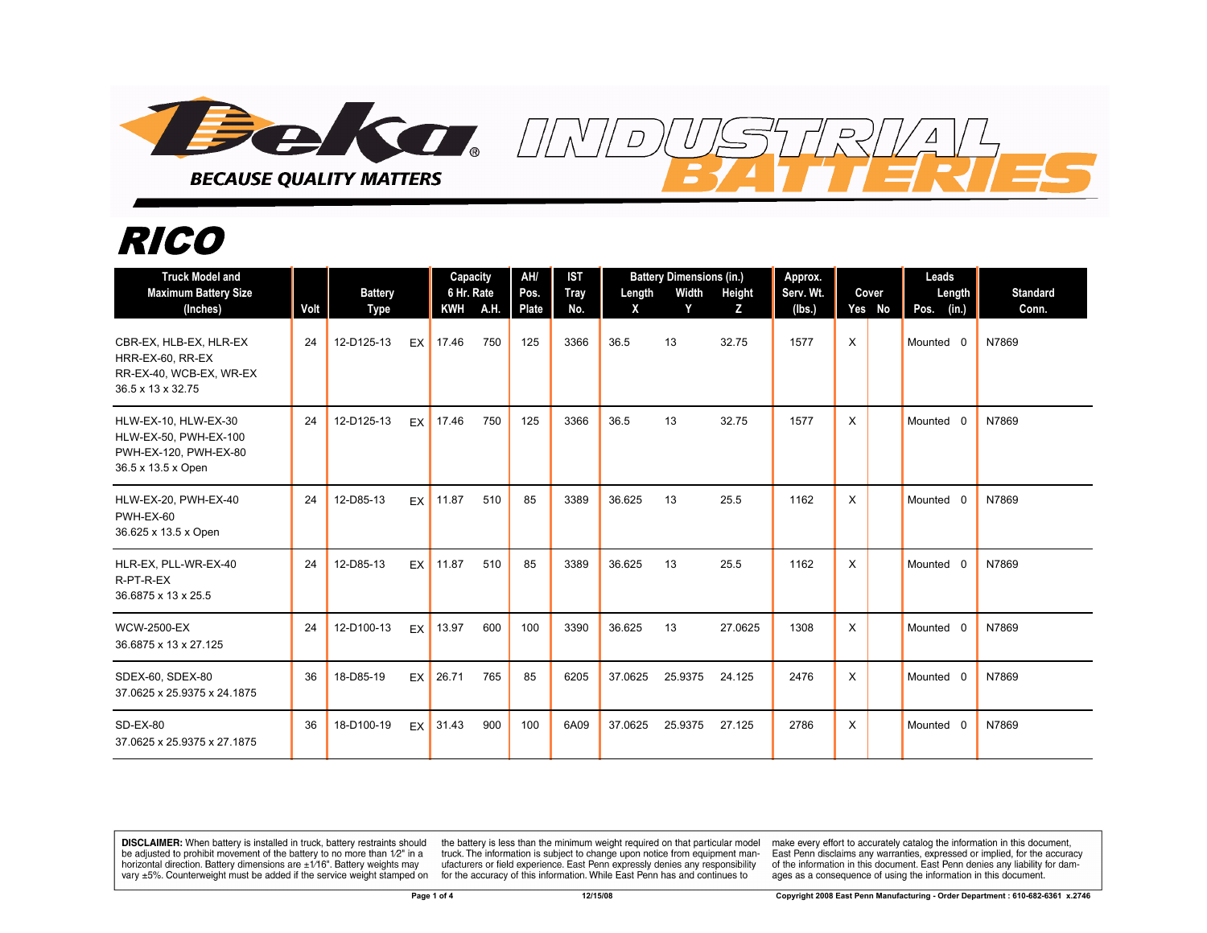# Deka INDUSTRIAL BATTERIES

**BECAUSE QUALITY MATTERS**

## RICO

| Truck Model and Maximum Battery Size (Inches) | Volt | Battery Type | | Capacity 6 Hr. Rate KWH | A.H. | AH/ Pos. Plate | IST Tray No. | Battery Dimensions (in.) Length X | Width Y | Height Z | Approx. Serv. Wt. (lbs.) | Cover Yes | No | Leads Pos. | Length (in.) | Standard Conn. |
|---|---|---|---|---|---|---|---|---|---|---|---|---|---|---|---|---|
| CBR-EX, HLB-EX, HLR-EX HRR-EX-60, RR-EX RR-EX-40, WCB-EX, WR-EX 36.5 x 13 x 32.75 | 24 | 12-D125-13 | EX | 17.46 | 750 | 125 | 3366 | 36.5 | 13 | 32.75 | 1577 | X | | Mounted | 0 | N7869 |
| HLW-EX-10, HLW-EX-30 HLW-EX-50, PWH-EX-100 PWH-EX-120, PWH-EX-80 36.5 x 13.5 x Open | 24 | 12-D125-13 | EX | 17.46 | 750 | 125 | 3366 | 36.5 | 13 | 32.75 | 1577 | X | | Mounted | 0 | N7869 |
| HLW-EX-20, PWH-EX-40 PWH-EX-60 36.625 x 13.5 x Open | 24 | 12-D85-13 | EX | 11.87 | 510 | 85 | 3389 | 36.625 | 13 | 25.5 | 1162 | X | | Mounted | 0 | N7869 |
| HLR-EX, PLL-WR-EX-40 R-PT-R-EX 36.6875 x 13 x 25.5 | 24 | 12-D85-13 | EX | 11.87 | 510 | 85 | 3389 | 36.625 | 13 | 25.5 | 1162 | X | | Mounted | 0 | N7869 |
| WCW-2500-EX 36.6875 x 13 x 27.125 | 24 | 12-D100-13 | EX | 13.97 | 600 | 100 | 3390 | 36.625 | 13 | 27.0625 | 1308 | X | | Mounted | 0 | N7869 |
| SDEX-60, SDEX-80 37.0625 x 25.9375 x 24.1875 | 36 | 18-D85-19 | EX | 26.71 | 765 | 85 | 6205 | 37.0625 | 25.9375 | 24.125 | 2476 | X | | Mounted | 0 | N7869 |
| SD-EX-80 37.0625 x 25.9375 x 27.1875 | 36 | 18-D100-19 | EX | 31.43 | 900 | 100 | 6A09 | 37.0625 | 25.9375 | 27.125 | 2786 | X | | Mounted | 0 | N7869 |

**DISCLAIMER:** When battery is installed in truck, battery restraints should be adjusted to prohibit movement of the battery to no more than 1⁄2" in a horizontal direction. Battery dimensions are ±1⁄16". Battery weights may vary ±5%. Counterweight must be added if the service weight stamped on the battery is less than the minimum weight required on that particular model truck. The information is subject to change upon notice from equipment manufacturers or field experience. East Penn expressly denies any responsibility for the accuracy of this information. While East Penn has and continues to make every effort to accurately catalog the information in this document, East Penn disclaims any warranties, expressed or implied, for the accuracy of the information in this document. East Penn denies any liability for damages as a consequence of using the information in this document.

12/15/08

Copyright 2008 East Penn Manufacturing - Order Department : 610-682-6361 x.2746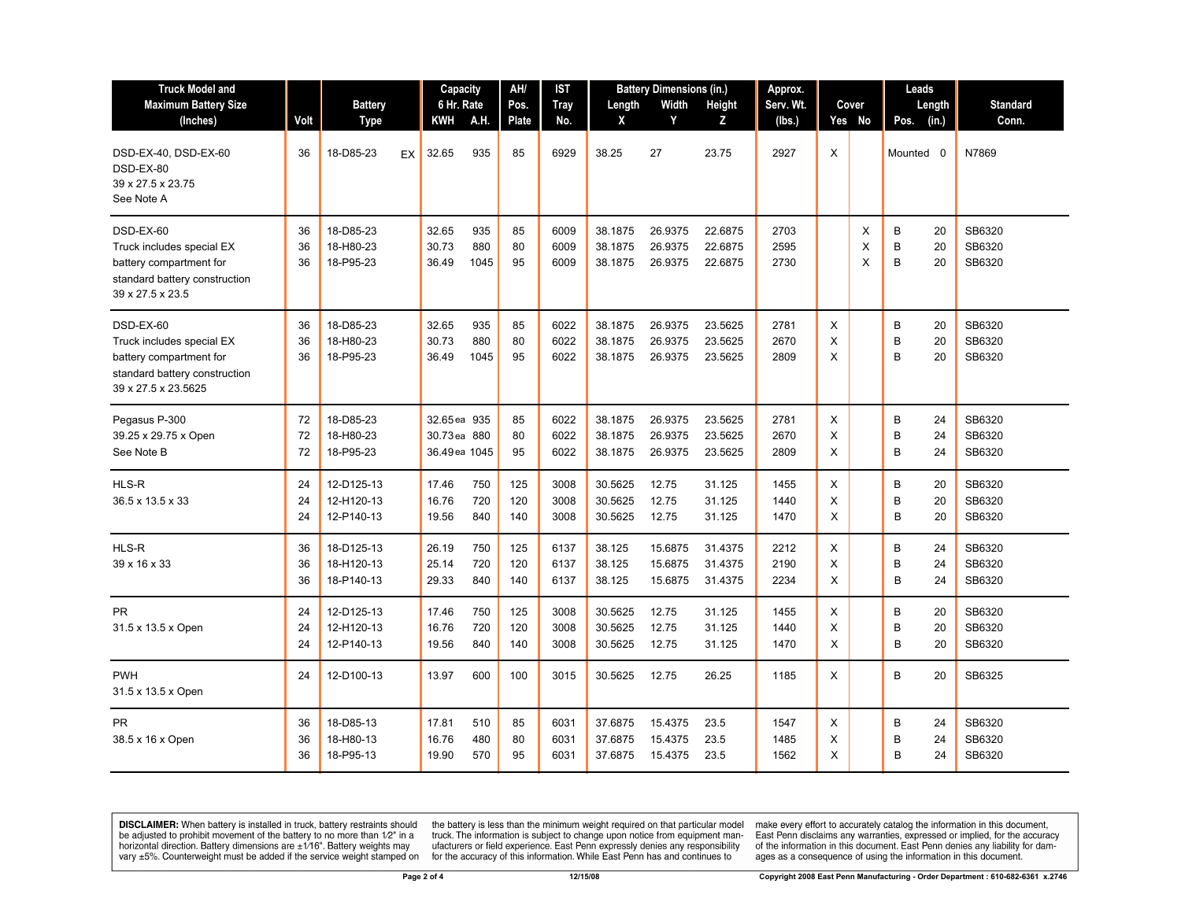| Truck Model and Maximum Battery Size (Inches) | Volt | Battery Type | | Capacity 6 Hr. Rate | | AH/ Pos. Plate | IST Tray No. | Battery Dimensions (in.) | | | Approx. Serv. Wt. (lbs.) | Cover | | Leads | | Standard Conn. |
|---|---|---|---|---|---|---|---|---|---|---|---|---|---|---|---|---|
| | | | | KWH | A.H. | | | Length X | Width Y | Height Z | | Yes | No | Pos. | Length (in.) | |
| DSD-EX-40, DSD-EX-60 DSD-EX-80 39 x 27.5 x 23.75 See Note A | 36 | 18-D85-23 | EX | 32.65 | 935 | 85 | 6929 | 38.25 | 27 | 23.75 | 2927 | X | | Mounted | 0 | N7869 |
| DSD-EX-60 Truck includes special EX battery compartment for standard battery construction 39 x 27.5 x 23.5 | 36 | 18-D85-23 | | 32.65 | 935 | 85 | 6009 | 38.1875 | 26.9375 | 22.6875 | 2703 | | X | B | 20 | SB6320 |
| | 36 | 18-H80-23 | | 30.73 | 880 | 80 | 6009 | 38.1875 | 26.9375 | 22.6875 | 2595 | | X | B | 20 | SB6320 |
| | 36 | 18-P95-23 | | 36.49 | 1045 | 95 | 6009 | 38.1875 | 26.9375 | 22.6875 | 2730 | | X | B | 20 | SB6320 |
| DSD-EX-60 Truck includes special EX battery compartment for standard battery construction 39 x 27.5 x 23.5625 | 36 | 18-D85-23 | | 32.65 | 935 | 85 | 6022 | 38.1875 | 26.9375 | 23.5625 | 2781 | X | | B | 20 | SB6320 |
| | 36 | 18-H80-23 | | 30.73 | 880 | 80 | 6022 | 38.1875 | 26.9375 | 23.5625 | 2670 | X | | B | 20 | SB6320 |
| | 36 | 18-P95-23 | | 36.49 | 1045 | 95 | 6022 | 38.1875 | 26.9375 | 23.5625 | 2809 | X | | B | 20 | SB6320 |
| Pegasus P-300 39.25 x 29.75 x Open See Note B | 72 | 18-D85-23 | | 32.65ea | 935 | 85 | 6022 | 38.1875 | 26.9375 | 23.5625 | 2781 | X | | B | 24 | SB6320 |
| | 72 | 18-H80-23 | | 30.73ea | 880 | 80 | 6022 | 38.1875 | 26.9375 | 23.5625 | 2670 | X | | B | 24 | SB6320 |
| | 72 | 18-P95-23 | | 36.49ea | 1045 | 95 | 6022 | 38.1875 | 26.9375 | 23.5625 | 2809 | X | | B | 24 | SB6320 |
| HLS-R 36.5 x 13.5 x 33 | 24 | 12-D125-13 | | 17.46 | 750 | 125 | 3008 | 30.5625 | 12.75 | 31.125 | 1455 | X | | B | 20 | SB6320 |
| | 24 | 12-H120-13 | | 16.76 | 720 | 120 | 3008 | 30.5625 | 12.75 | 31.125 | 1440 | X | | B | 20 | SB6320 |
| | 24 | 12-P140-13 | | 19.56 | 840 | 140 | 3008 | 30.5625 | 12.75 | 31.125 | 1470 | X | | B | 20 | SB6320 |
| HLS-R 39 x 16 x 33 | 36 | 18-D125-13 | | 26.19 | 750 | 125 | 6137 | 38.125 | 15.6875 | 31.4375 | 2212 | X | | B | 24 | SB6320 |
| | 36 | 18-H120-13 | | 25.14 | 720 | 120 | 6137 | 38.125 | 15.6875 | 31.4375 | 2190 | X | | B | 24 | SB6320 |
| | 36 | 18-P140-13 | | 29.33 | 840 | 140 | 6137 | 38.125 | 15.6875 | 31.4375 | 2234 | X | | B | 24 | SB6320 |
| PR 31.5 x 13.5 x Open | 24 | 12-D125-13 | | 17.46 | 750 | 125 | 3008 | 30.5625 | 12.75 | 31.125 | 1455 | X | | B | 20 | SB6320 |
| | 24 | 12-H120-13 | | 16.76 | 720 | 120 | 3008 | 30.5625 | 12.75 | 31.125 | 1440 | X | | B | 20 | SB6320 |
| | 24 | 12-P140-13 | | 19.56 | 840 | 140 | 3008 | 30.5625 | 12.75 | 31.125 | 1470 | X | | B | 20 | SB6320 |
| PWH 31.5 x 13.5 x Open | 24 | 12-D100-13 | | 13.97 | 600 | 100 | 3015 | 30.5625 | 12.75 | 26.25 | 1185 | X | | B | 20 | SB6325 |
| PR 38.5 x 16 x Open | 36 | 18-D85-13 | | 17.81 | 510 | 85 | 6031 | 37.6875 | 15.4375 | 23.5 | 1547 | X | | B | 24 | SB6320 |
| | 36 | 18-H80-13 | | 16.76 | 480 | 80 | 6031 | 37.6875 | 15.4375 | 23.5 | 1485 | X | | B | 24 | SB6320 |
| | 36 | 18-P95-13 | | 19.90 | 570 | 95 | 6031 | 37.6875 | 15.4375 | 23.5 | 1562 | X | | B | 24 | SB6320 |

**DISCLAIMER:** When battery is installed in truck, battery restraints should be adjusted to prohibit movement of the battery to no more than 1/2" in a horizontal direction. Battery dimensions are ±1/16". Battery weights may vary ±5%. Counterweight must be added if the service weight stamped on the battery is less than the minimum weight required on that particular model truck. The information is subject to change upon notice from equipment manufacturers or field experience. East Penn expressly denies any responsibility for the accuracy of this information. While East Penn has and continues to make every effort to accurately catalog the information in this document, East Penn disclaims any warranties, expressed or implied, for the accuracy of the information in this document. East Penn denies any liability for damages as a consequence of using the information in this document.

12/15/08

Copyright 2008 East Penn Manufacturing - Order Department : 610-682-6361 x.2746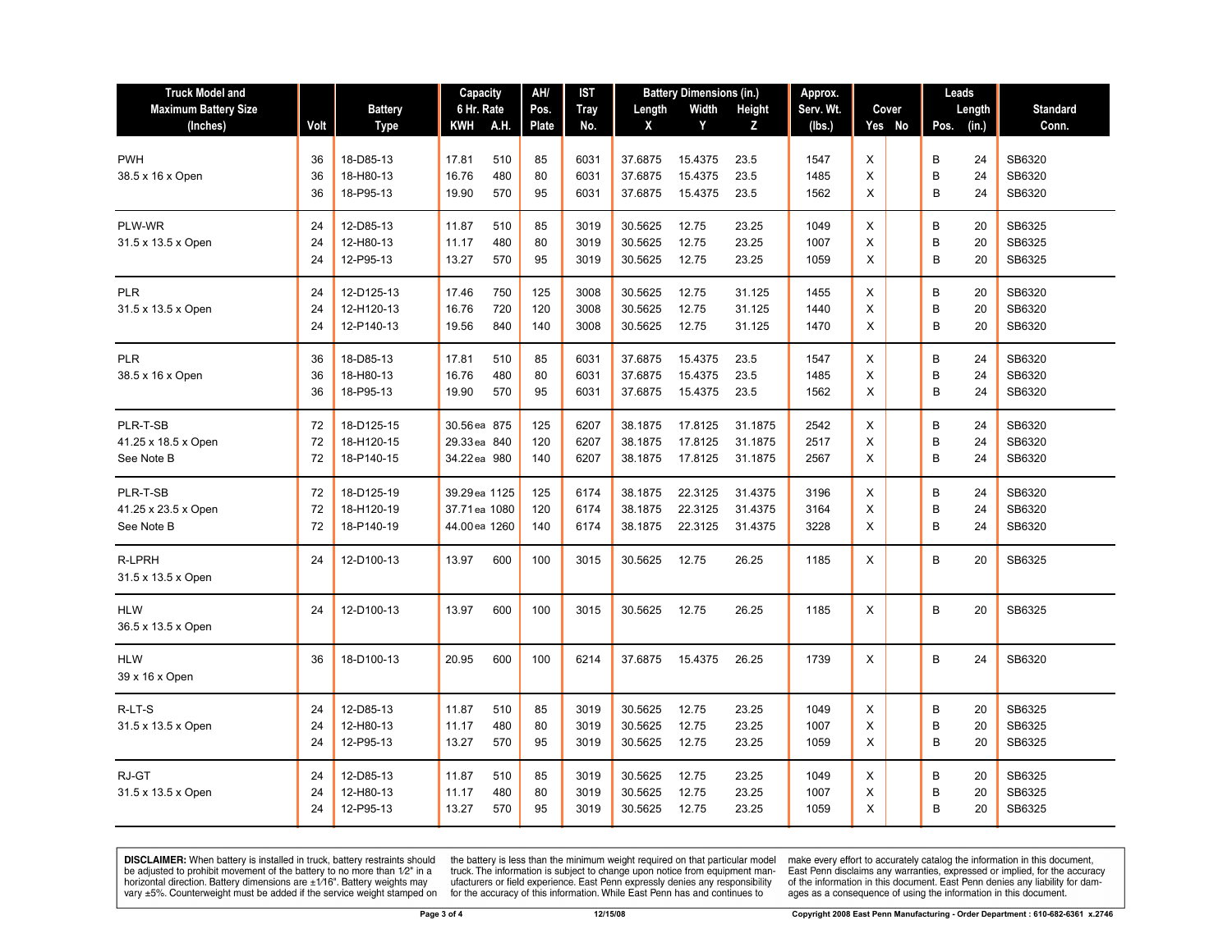| Truck Model and Maximum Battery Size (Inches) | Volt | Battery Type | Capacity 6 Hr. Rate | | AH/ Pos. Plate | IST Tray No. | Battery Dimensions (in.) | | | Approx. Serv. Wt. (lbs.) | Cover | | Leads | | Standard Conn. |
|---|---|---|---|---|---|---|---|---|---|---|---|---|---|---|---|
| | | | KWH | A.H. | | | Length X | Width Y | Height Z | | Yes | No | Pos. | Length (in.) | |
| PWH | 36 | 18-D85-13 | 17.81 | 510 | 85 | 6031 | 37.6875 | 15.4375 | 23.5 | 1547 | X | | B | 24 | SB6320 |
| 38.5 x 16 x Open | 36 | 18-H80-13 | 16.76 | 480 | 80 | 6031 | 37.6875 | 15.4375 | 23.5 | 1485 | X | | B | 24 | SB6320 |
| | 36 | 18-P95-13 | 19.90 | 570 | 95 | 6031 | 37.6875 | 15.4375 | 23.5 | 1562 | X | | B | 24 | SB6320 |
| PLW-WR | 24 | 12-D85-13 | 11.87 | 510 | 85 | 3019 | 30.5625 | 12.75 | 23.25 | 1049 | X | | B | 20 | SB6325 |
| 31.5 x 13.5 x Open | 24 | 12-H80-13 | 11.17 | 480 | 80 | 3019 | 30.5625 | 12.75 | 23.25 | 1007 | X | | B | 20 | SB6325 |
| | 24 | 12-P95-13 | 13.27 | 570 | 95 | 3019 | 30.5625 | 12.75 | 23.25 | 1059 | X | | B | 20 | SB6325 |
| PLR | 24 | 12-D125-13 | 17.46 | 750 | 125 | 3008 | 30.5625 | 12.75 | 31.125 | 1455 | X | | B | 20 | SB6320 |
| 31.5 x 13.5 x Open | 24 | 12-H120-13 | 16.76 | 720 | 120 | 3008 | 30.5625 | 12.75 | 31.125 | 1440 | X | | B | 20 | SB6320 |
| | 24 | 12-P140-13 | 19.56 | 840 | 140 | 3008 | 30.5625 | 12.75 | 31.125 | 1470 | X | | B | 20 | SB6320 |
| PLR | 36 | 18-D85-13 | 17.81 | 510 | 85 | 6031 | 37.6875 | 15.4375 | 23.5 | 1547 | X | | B | 24 | SB6320 |
| 38.5 x 16 x Open | 36 | 18-H80-13 | 16.76 | 480 | 80 | 6031 | 37.6875 | 15.4375 | 23.5 | 1485 | X | | B | 24 | SB6320 |
| | 36 | 18-P95-13 | 19.90 | 570 | 95 | 6031 | 37.6875 | 15.4375 | 23.5 | 1562 | X | | B | 24 | SB6320 |
| PLR-T-SB | 72 | 18-D125-15 | 30.56ea | 875 | 125 | 6207 | 38.1875 | 17.8125 | 31.1875 | 2542 | X | | B | 24 | SB6320 |
| 41.25 x 18.5 x Open | 72 | 18-H120-15 | 29.33ea | 840 | 120 | 6207 | 38.1875 | 17.8125 | 31.1875 | 2517 | X | | B | 24 | SB6320 |
| See Note B | 72 | 18-P140-15 | 34.22ea | 980 | 140 | 6207 | 38.1875 | 17.8125 | 31.1875 | 2567 | X | | B | 24 | SB6320 |
| PLR-T-SB | 72 | 18-D125-19 | 39.29ea | 1125 | 125 | 6174 | 38.1875 | 22.3125 | 31.4375 | 3196 | X | | B | 24 | SB6320 |
| 41.25 x 23.5 x Open | 72 | 18-H120-19 | 37.71ea | 1080 | 120 | 6174 | 38.1875 | 22.3125 | 31.4375 | 3164 | X | | B | 24 | SB6320 |
| See Note B | 72 | 18-P140-19 | 44.00ea | 1260 | 140 | 6174 | 38.1875 | 22.3125 | 31.4375 | 3228 | X | | B | 24 | SB6320 |
| R-LPRH 31.5 x 13.5 x Open | 24 | 12-D100-13 | 13.97 | 600 | 100 | 3015 | 30.5625 | 12.75 | 26.25 | 1185 | X | | B | 20 | SB6325 |
| HLW 36.5 x 13.5 x Open | 24 | 12-D100-13 | 13.97 | 600 | 100 | 3015 | 30.5625 | 12.75 | 26.25 | 1185 | X | | B | 20 | SB6325 |
| HLW 39 x 16 x Open | 36 | 18-D100-13 | 20.95 | 600 | 100 | 6214 | 37.6875 | 15.4375 | 26.25 | 1739 | X | | B | 24 | SB6320 |
| R-LT-S | 24 | 12-D85-13 | 11.87 | 510 | 85 | 3019 | 30.5625 | 12.75 | 23.25 | 1049 | X | | B | 20 | SB6325 |
| 31.5 x 13.5 x Open | 24 | 12-H80-13 | 11.17 | 480 | 80 | 3019 | 30.5625 | 12.75 | 23.25 | 1007 | X | | B | 20 | SB6325 |
| | 24 | 12-P95-13 | 13.27 | 570 | 95 | 3019 | 30.5625 | 12.75 | 23.25 | 1059 | X | | B | 20 | SB6325 |
| RJ-GT | 24 | 12-D85-13 | 11.87 | 510 | 85 | 3019 | 30.5625 | 12.75 | 23.25 | 1049 | X | | B | 20 | SB6325 |
| 31.5 x 13.5 x Open | 24 | 12-H80-13 | 11.17 | 480 | 80 | 3019 | 30.5625 | 12.75 | 23.25 | 1007 | X | | B | 20 | SB6325 |
| | 24 | 12-P95-13 | 13.27 | 570 | 95 | 3019 | 30.5625 | 12.75 | 23.25 | 1059 | X | | B | 20 | SB6325 |

**DISCLAIMER:** When battery is installed in truck, battery restraints should be adjusted to prohibit movement of the battery to no more than 1⁄2" in a horizontal direction. Battery dimensions are ±1⁄16". Battery weights may vary ±5%. Counterweight must be added if the service weight stamped on the battery is less than the minimum weight required on that particular model truck. The information is subject to change upon notice from equipment manufacturers or field experience. East Penn expressly denies any responsibility for the accuracy of this information. While East Penn has and continues to make every effort to accurately catalog the information in this document, East Penn disclaims any warranties, expressed or implied, for the accuracy of the information in this document. East Penn denies any liability for damages as a consequence of using the information in this document.

12/15/08

Copyright 2008 East Penn Manufacturing - Order Department : 610-682-6361 x.2746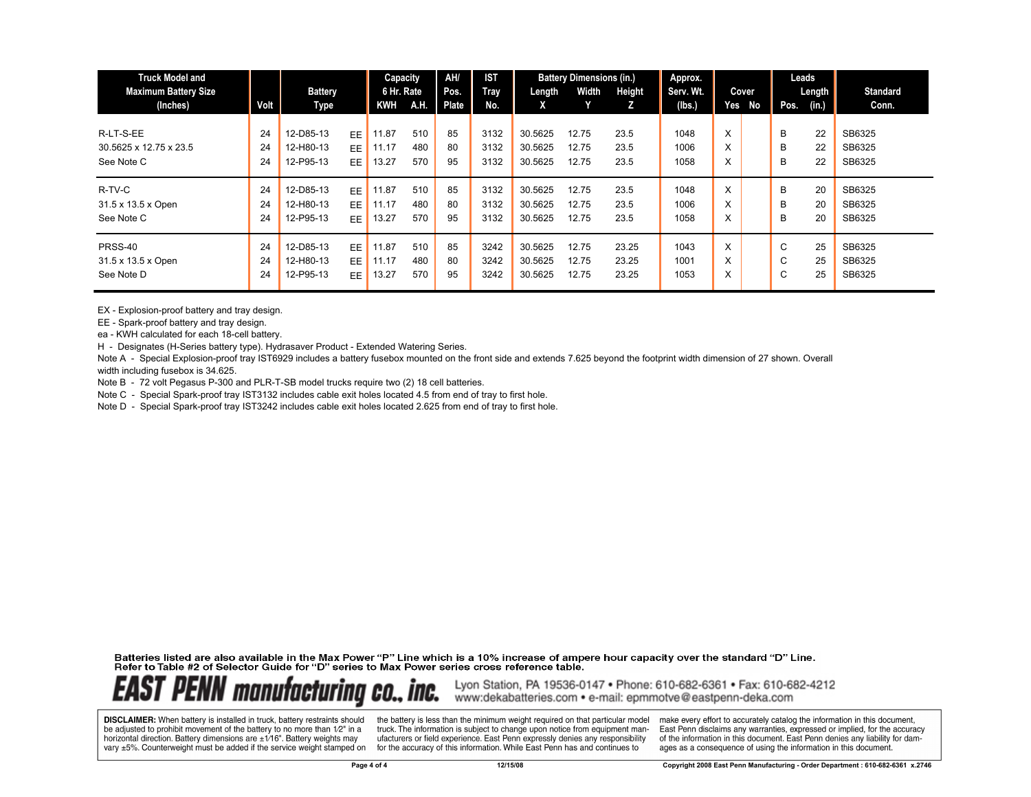| Truck Model and Maximum Battery Size (Inches) | Volt | Battery Type | | Capacity 6 Hr. Rate | | AH/ Pos. Plate | IST Tray No. | Battery Dimensions (in.) | | | Approx. Serv. Wt. (lbs.) | Cover | | Leads | | Standard Conn. |
|---|---|---|---|---|---|---|---|---|---|---|---|---|---|---|---|---|
| | | | | KWH | A.H. | | | Length X | Width Y | Height Z | | Yes | No | Pos. | Length (in.) | |
| R-LT-S-EE | 24 | 12-D85-13 | EE | 11.87 | 510 | 85 | 3132 | 30.5625 | 12.75 | 23.5 | 1048 | X | | B | 22 | SB6325 |
| 30.5625 x 12.75 x 23.5 | 24 | 12-H80-13 | EE | 11.17 | 480 | 80 | 3132 | 30.5625 | 12.75 | 23.5 | 1006 | X | | B | 22 | SB6325 |
| See Note C | 24 | 12-P95-13 | EE | 13.27 | 570 | 95 | 3132 | 30.5625 | 12.75 | 23.5 | 1058 | X | | B | 22 | SB6325 |
| R-TV-C | 24 | 12-D85-13 | EE | 11.87 | 510 | 85 | 3132 | 30.5625 | 12.75 | 23.5 | 1048 | X | | B | 20 | SB6325 |
| 31.5 x 13.5 x Open | 24 | 12-H80-13 | EE | 11.17 | 480 | 80 | 3132 | 30.5625 | 12.75 | 23.5 | 1006 | X | | B | 20 | SB6325 |
| See Note C | 24 | 12-P95-13 | EE | 13.27 | 570 | 95 | 3132 | 30.5625 | 12.75 | 23.5 | 1058 | X | | B | 20 | SB6325 |
| PRSS-40 | 24 | 12-D85-13 | EE | 11.87 | 510 | 85 | 3242 | 30.5625 | 12.75 | 23.25 | 1043 | X | | C | 25 | SB6325 |
| 31.5 x 13.5 x Open | 24 | 12-H80-13 | EE | 11.17 | 480 | 80 | 3242 | 30.5625 | 12.75 | 23.25 | 1001 | X | | C | 25 | SB6325 |
| See Note D | 24 | 12-P95-13 | EE | 13.27 | 570 | 95 | 3242 | 30.5625 | 12.75 | 23.25 | 1053 | X | | C | 25 | SB6325 |

EX - Explosion-proof battery and tray design.

EE - Spark-proof battery and tray design.

ea - KWH calculated for each 18-cell battery.

H - Designates (H-Series battery type). Hydrasaver Product - Extended Watering Series.

Note A - Special Explosion-proof tray IST6929 includes a battery fusebox mounted on the front side and extends 7.625 beyond the footprint width dimension of 27 shown. Overall width including fusebox is 34.625.

Note B - 72 volt Pegasus P-300 and PLR-T-SB model trucks require two (2) 18 cell batteries.

Note C - Special Spark-proof tray IST3132 includes cable exit holes located 4.5 from end of tray to first hole.

Note D - Special Spark-proof tray IST3242 includes cable exit holes located 2.625 from end of tray to first hole.

**Batteries listed are also available in the Max Power "P" Line which is a 10% increase of ampere hour capacity over the standard "D" Line. Refer to Table #2 of Selector Guide for "D" series to Max Power series cross reference table.**

**EAST PENN manufacturing co., inc.** Lyon Station, PA 19536-0147 • Phone: 610-682-6361 • Fax: 610-682-4212
www.dekabatteries.com • e-mail: epmmotve@eastpenn-deka.com

**DISCLAIMER:** When battery is installed in truck, battery restraints should be adjusted to prohibit movement of the battery to no more than 1⁄2" in a horizontal direction. Battery dimensions are ±1⁄16". Battery weights may vary ±5%. Counterweight must be added if the service weight stamped on the battery is less than the minimum weight required on that particular model truck. The information is subject to change upon notice from equipment manufacturers or field experience. East Penn expressly denies any responsibility for the accuracy of this information. While East Penn has and continues to make every effort to accurately catalog the information in this document, East Penn disclaims any warranties, expressed or implied, for the accuracy of the information in this document. East Penn denies any liability for damages as a consequence of using the information in this document.

12/15/08

Copyright 2008 East Penn Manufacturing - Order Department : 610-682-6361 x.2746